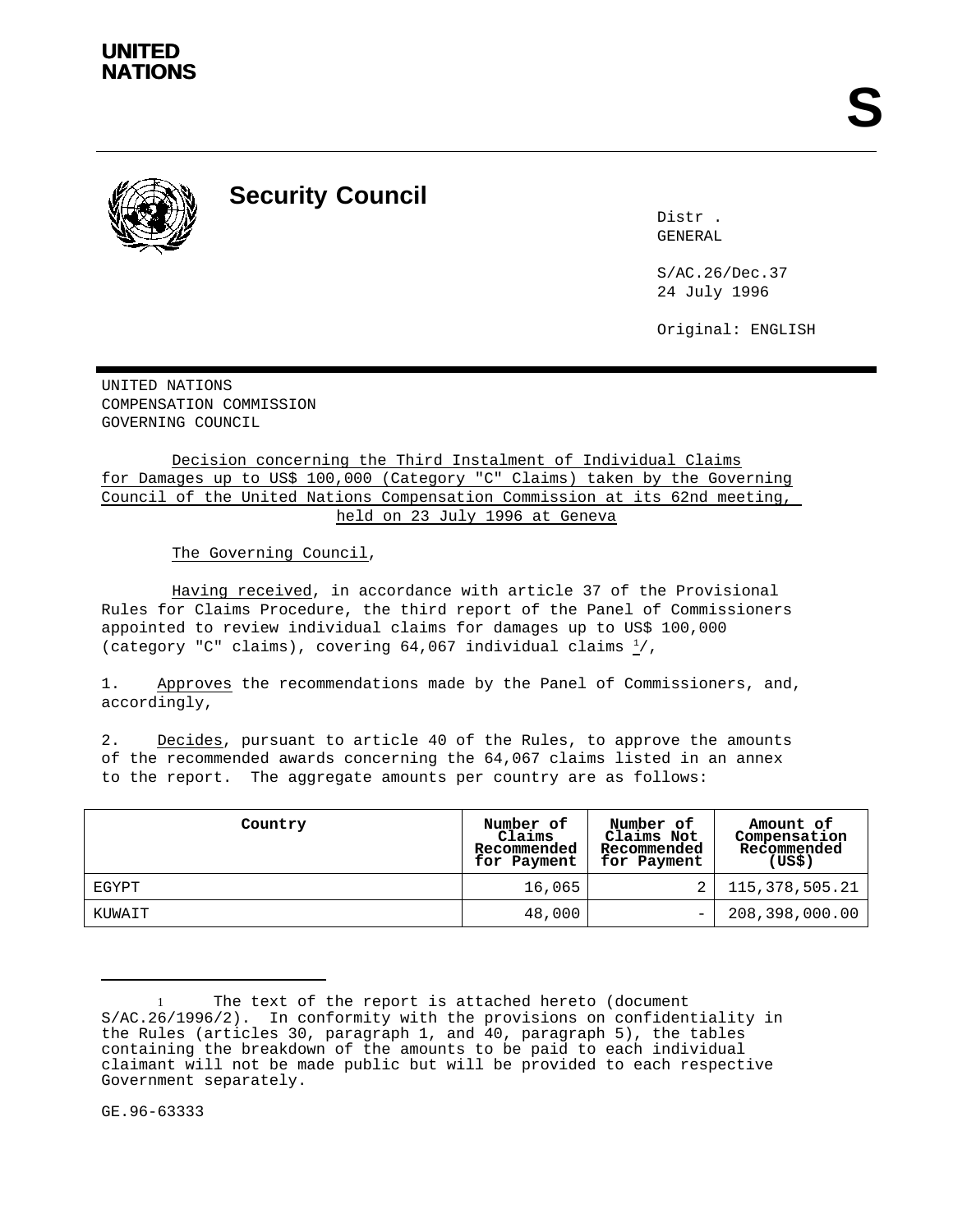**UNITED NATIONS**

# S

## Security Council

Distr.
GENERAL

S/AC.26/Dec.37
24 July 1996

Original: ENGLISH

UNITED NATIONS
COMPENSATION COMMISSION
GOVERNING COUNCIL

Decision concerning the Third Instalment of Individual Claims for Damages up to US$ 100,000 (Category "C" Claims) taken by the Governing Council of the United Nations Compensation Commission at its 62nd meeting, held on 23 July 1996 at Geneva

The Governing Council,

Having received, in accordance with article 37 of the Provisional Rules for Claims Procedure, the third report of the Panel of Commissioners appointed to review individual claims for damages up to US$ 100,000 (category "C" claims), covering 64,067 individual claims [1]/,

1. Approves the recommendations made by the Panel of Commissioners, and, accordingly,

2. Decides, pursuant to article 40 of the Rules, to approve the amounts of the recommended awards concerning the 64,067 claims listed in an annex to the report. The aggregate amounts per country are as follows:

| Country | Number of Claims Recommended for Payment | Number of Claims Not Recommended for Payment | Amount of Compensation Recommended (US$) |
|---|---|---|---|
| EGYPT | 16,065 | 2 | 115,378,505.21 |
| KUWAIT | 48,000 | - | 208,398,000.00 |

[1] The text of the report is attached hereto (document S/AC.26/1996/2). In conformity with the provisions on confidentiality in the Rules (articles 30, paragraph 1, and 40, paragraph 5), the tables containing the breakdown of the amounts to be paid to each individual claimant will not be made public but will be provided to each respective Government separately.

GE.96-63333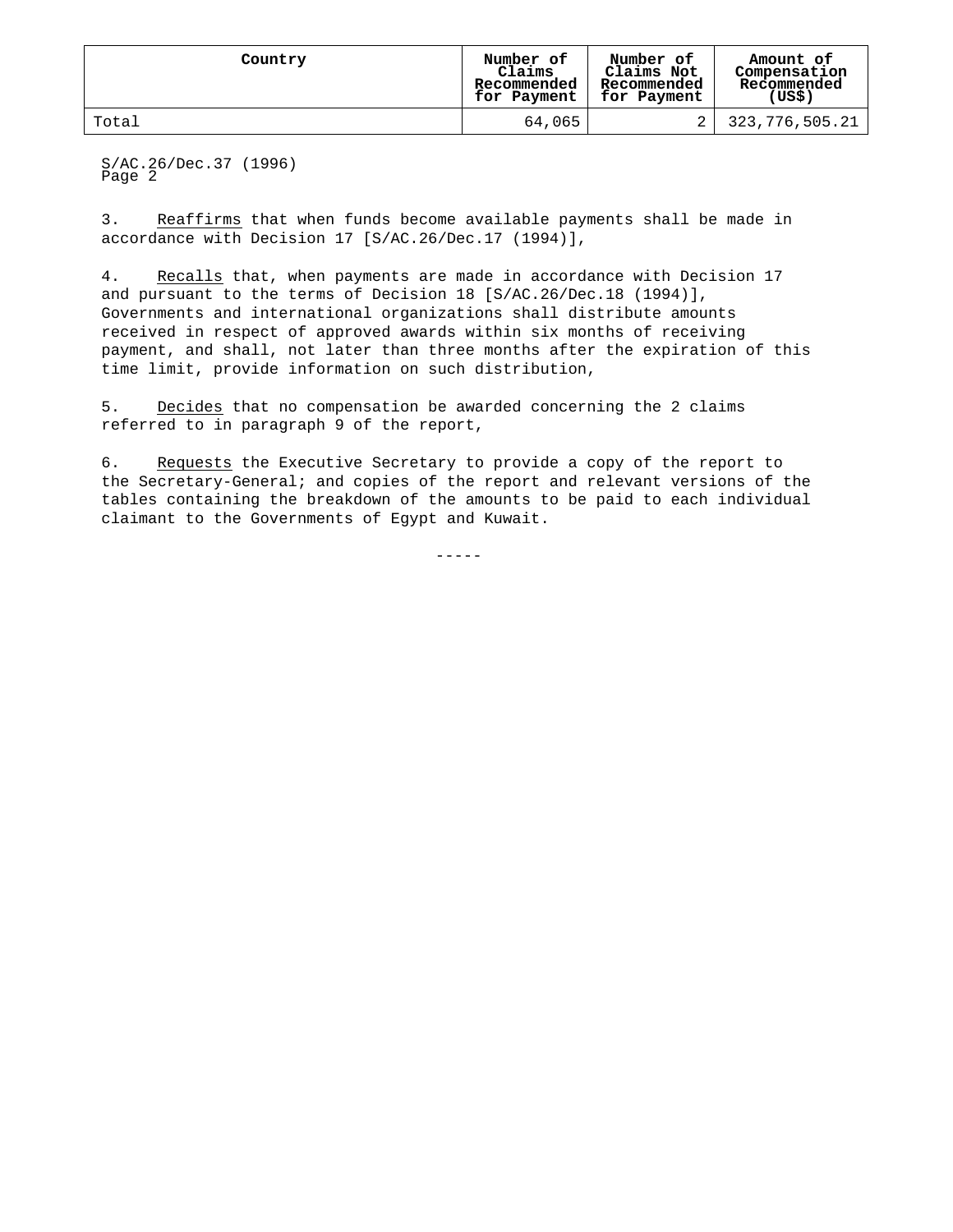| Country | Number of Claims Recommended for Payment | Number of Claims Not Recommended for Payment | Amount of Compensation Recommended (US$) |
|---|---|---|---|
| Total | 64,065 | 2 | 323,776,505.21 |

3. Reaffirms that when funds become available payments shall be made in accordance with Decision 17 [S/AC.26/Dec.17 (1994)],

4. Recalls that, when payments are made in accordance with Decision 17 and pursuant to the terms of Decision 18 [S/AC.26/Dec.18 (1994)], Governments and international organizations shall distribute amounts received in respect of approved awards within six months of receiving payment, and shall, not later than three months after the expiration of this time limit, provide information on such distribution,

5. Decides that no compensation be awarded concerning the 2 claims referred to in paragraph 9 of the report,

6. Requests the Executive Secretary to provide a copy of the report to the Secretary-General; and copies of the report and relevant versions of the tables containing the breakdown of the amounts to be paid to each individual claimant to the Governments of Egypt and Kuwait.

-----